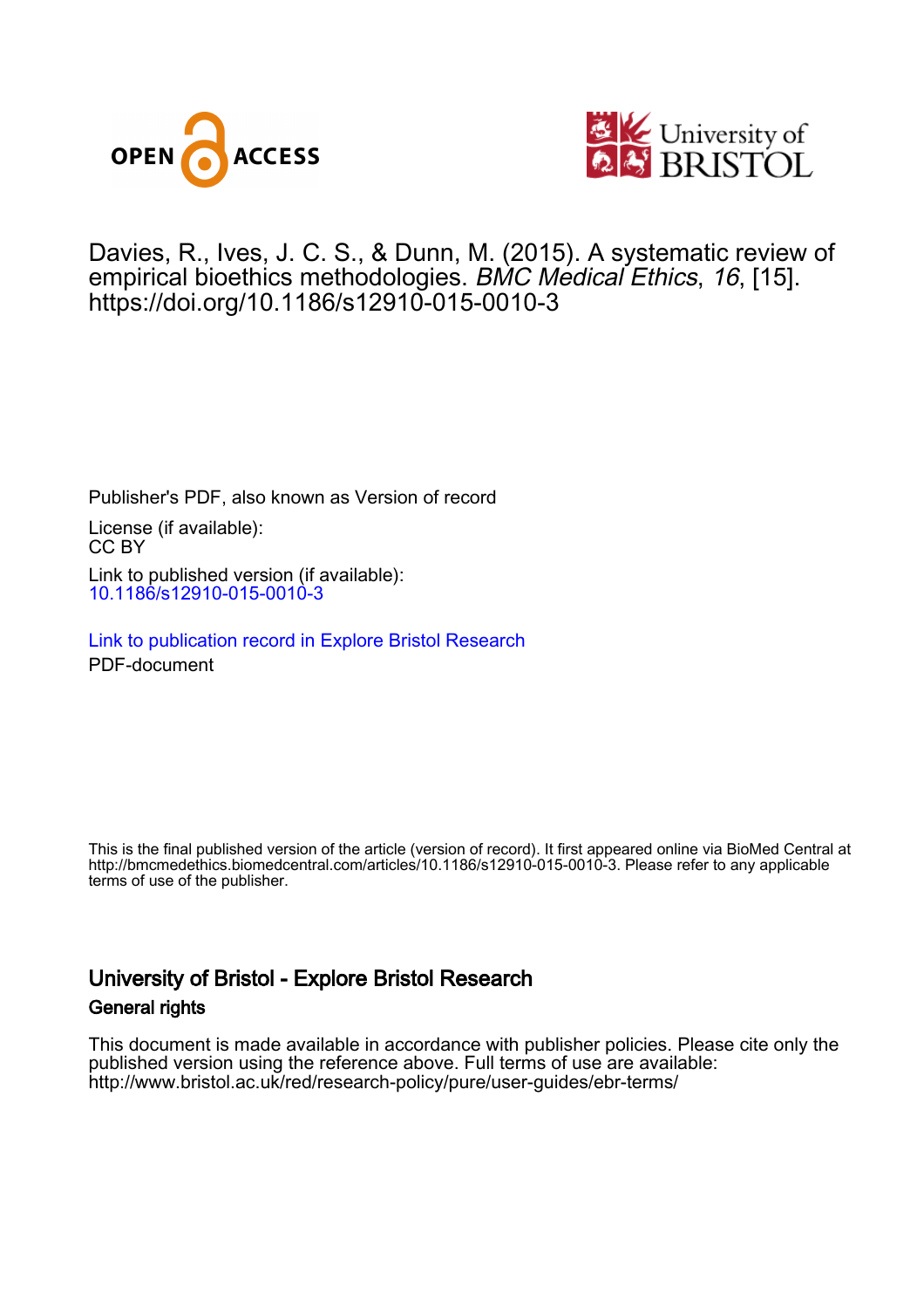Davies, R., Ives, J. C. S., & Dunn, M. (2015). A systematic review of empirical bioethics methodologies. *BMC Medical Ethics*, *16*, [15]. https://doi.org/10.1186/s12910-015-0010-3

Publisher's PDF, also known as Version of record

License (if available):
CC BY

Link to published version (if available):
10.1186/s12910-015-0010-3

Link to publication record in Explore Bristol Research
PDF-document

This is the final published version of the article (version of record). It first appeared online via BioMed Central at http://bmcmedethics.biomedcentral.com/articles/10.1186/s12910-015-0010-3. Please refer to any applicable terms of use of the publisher.

## University of Bristol - Explore Bristol Research

### General rights

This document is made available in accordance with publisher policies. Please cite only the published version using the reference above. Full terms of use are available: http://www.bristol.ac.uk/red/research-policy/pure/user-guides/ebr-terms/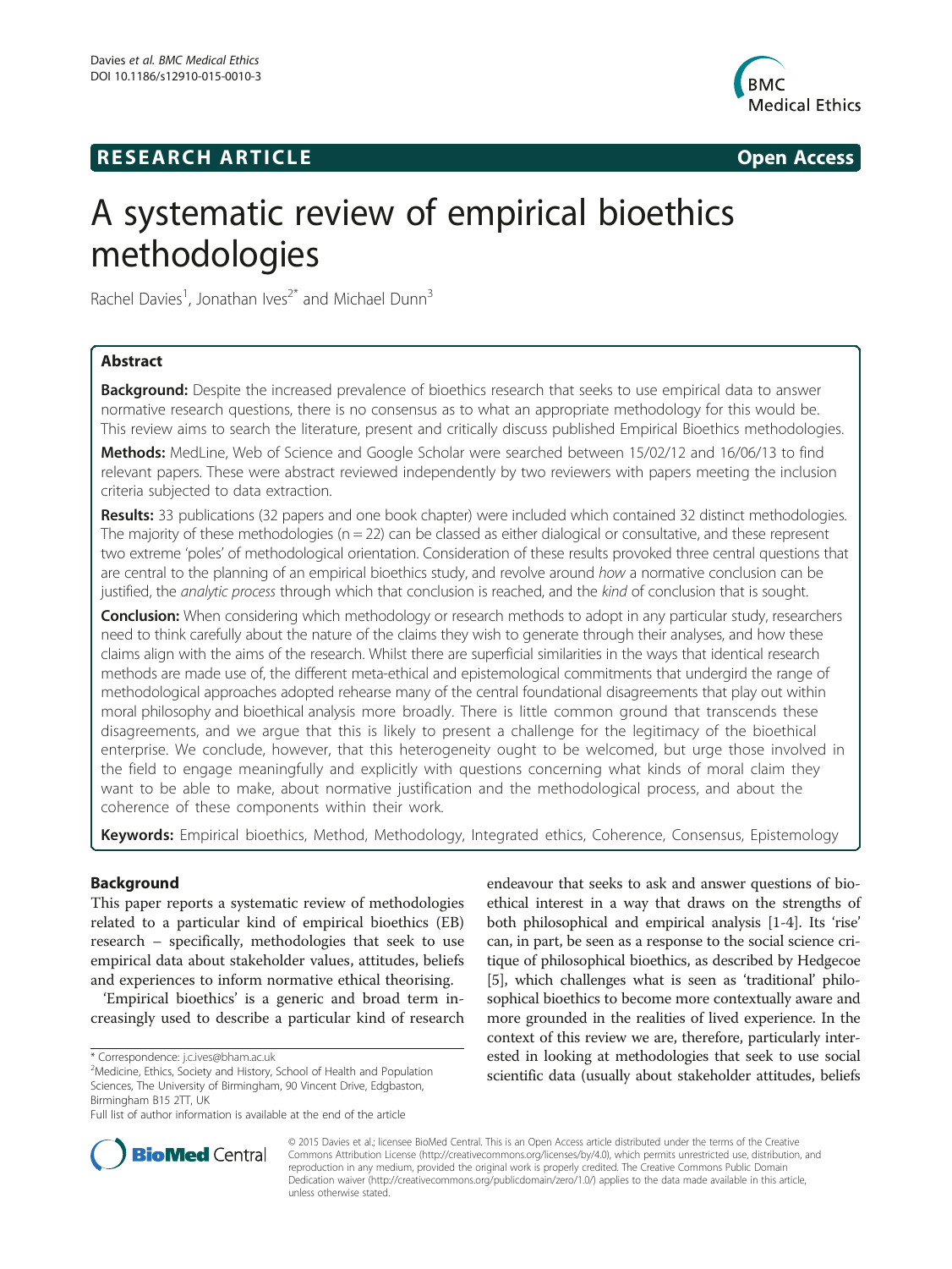Despite the increased prevalence of bioethics research that seeks to use empirical data to answer normative research questions, there is no consensus as to what an appropriate methodology for this would be. This review aims to search the literature, present and critically discuss published Empirical Bioethics methodologies.

# A systematic review of empirical bioethics methodologies

Rachel Davies[1], Jonathan Ives[2*] and Michael Dunn[3]

## Abstract

**Background:** Despite the increased prevalence of bioethics research that seeks to use empirical data to answer normative research questions, there is no consensus as to what an appropriate methodology for this would be. This review aims to search the literature, present and critically discuss published Empirical Bioethics methodologies.

**Methods:** MedLine, Web of Science and Google Scholar were searched between 15/02/12 and 16/06/13 to find relevant papers. These were abstract reviewed independently by two reviewers with papers meeting the inclusion criteria subjected to data extraction.

**Results:** 33 publications (32 papers and one book chapter) were included which contained 32 distinct methodologies. The majority of these methodologies (n = 22) can be classed as either dialogical or consultative, and these represent two extreme 'poles' of methodological orientation. Consideration of these results provoked three central questions that are central to the planning of an empirical bioethics study, and revolve around *how* a normative conclusion can be justified, the *analytic process* through which that conclusion is reached, and the *kind* of conclusion that is sought.

**Conclusion:** When considering which methodology or research methods to adopt in any particular study, researchers need to think carefully about the nature of the claims they wish to generate through their analyses, and how these claims align with the aims of the research. Whilst there are superficial similarities in the ways that identical research methods are made use of, the different meta-ethical and epistemological commitments that undergird the range of methodological approaches adopted rehearse many of the central foundational disagreements that play out within moral philosophy and bioethical analysis more broadly. There is little common ground that transcends these disagreements, and we argue that this is likely to present a challenge for the legitimacy of the bioethical enterprise. We conclude, however, that this heterogeneity ought to be welcomed, but urge those involved in the field to engage meaningfully and explicitly with questions concerning what kinds of moral claim they want to be able to make, about normative justification and the methodological process, and about the coherence of these components within their work.

**Keywords:** Empirical bioethics, Method, Methodology, Integrated ethics, Coherence, Consensus, Epistemology

## Background

This paper reports a systematic review of methodologies related to a particular kind of empirical bioethics (EB) research – specifically, methodologies that seek to use empirical data about stakeholder values, attitudes, beliefs and experiences to inform normative ethical theorising.

'Empirical bioethics' is a generic and broad term increasingly used to describe a particular kind of research endeavour that seeks to ask and answer questions of bioethical interest in a way that draws on the strengths of both philosophical and empirical analysis [1-4]. Its 'rise' can, in part, be seen as a response to the social science critique of philosophical bioethics, as described by Hedgecoe [5], which challenges what is seen as 'traditional' philosophical bioethics to become more contextually aware and more grounded in the realities of lived experience. In the context of this review we are, therefore, particularly interested in looking at methodologies that seek to use social scientific data (usually about stakeholder attitudes, beliefs

\* Correspondence: j.c.ives@bham.ac.uk
[2]Medicine, Ethics, Society and History, School of Health and Population Sciences, The University of Birmingham, 90 Vincent Drive, Edgbaston, Birmingham B15 2TT, UK
Full list of author information is available at the end of the article

© 2015 Davies et al.; licensee BioMed Central. This is an Open Access article distributed under the terms of the Creative Commons Attribution License (http://creativecommons.org/licenses/by/4.0), which permits unrestricted use, distribution, and reproduction in any medium, provided the original work is properly credited. The Creative Commons Public Domain Dedication waiver (http://creativecommons.org/publicdomain/zero/1.0/) applies to the data made available in this article, unless otherwise stated.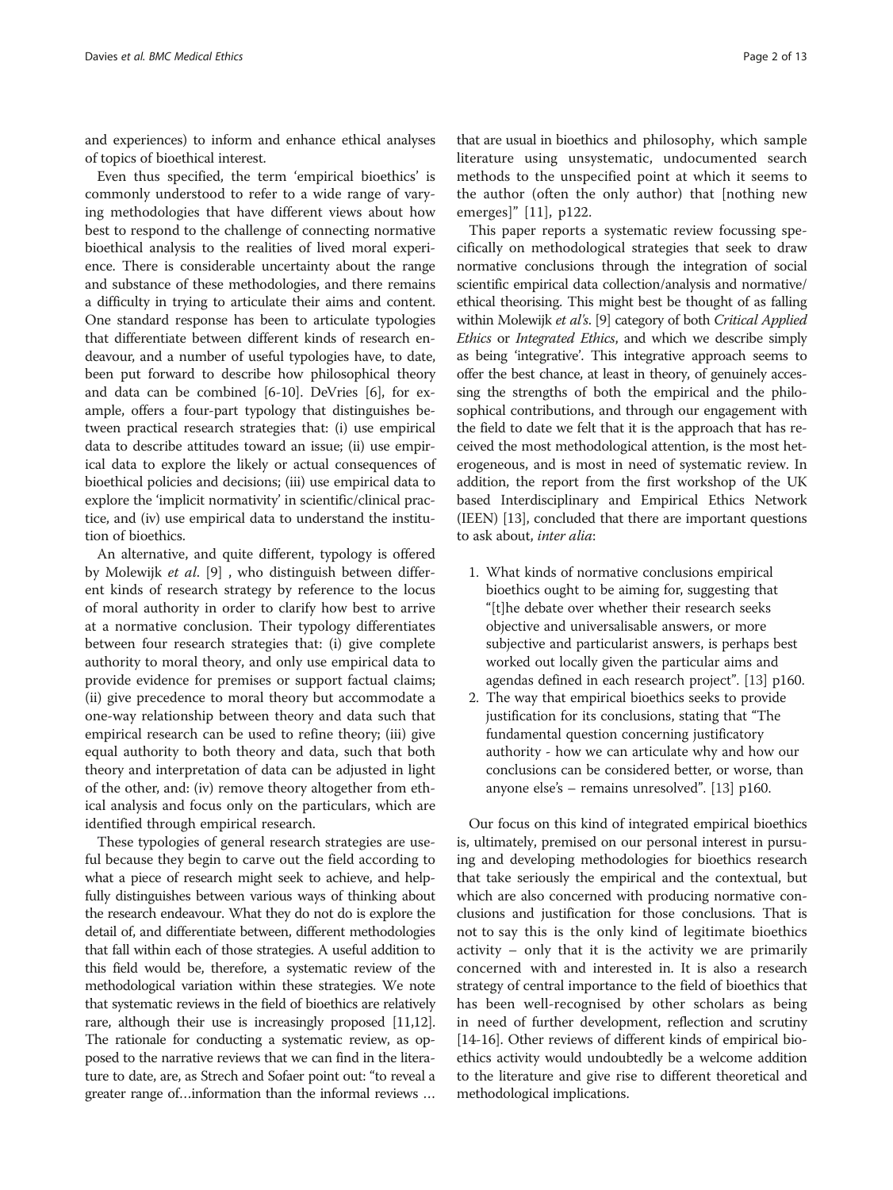and experiences) to inform and enhance ethical analyses of topics of bioethical interest.

Even thus specified, the term 'empirical bioethics' is commonly understood to refer to a wide range of varying methodologies that have different views about how best to respond to the challenge of connecting normative bioethical analysis to the realities of lived moral experience. There is considerable uncertainty about the range and substance of these methodologies, and there remains a difficulty in trying to articulate their aims and content. One standard response has been to articulate typologies that differentiate between different kinds of research endeavour, and a number of useful typologies have, to date, been put forward to describe how philosophical theory and data can be combined [6-10]. DeVries [6], for example, offers a four-part typology that distinguishes between practical research strategies that: (i) use empirical data to describe attitudes toward an issue; (ii) use empirical data to explore the likely or actual consequences of bioethical policies and decisions; (iii) use empirical data to explore the 'implicit normativity' in scientific/clinical practice, and (iv) use empirical data to understand the institution of bioethics.

An alternative, and quite different, typology is offered by Molewijk *et al*. [9] , who distinguish between different kinds of research strategy by reference to the locus of moral authority in order to clarify how best to arrive at a normative conclusion. Their typology differentiates between four research strategies that: (i) give complete authority to moral theory, and only use empirical data to provide evidence for premises or support factual claims; (ii) give precedence to moral theory but accommodate a one-way relationship between theory and data such that empirical research can be used to refine theory; (iii) give equal authority to both theory and data, such that both theory and interpretation of data can be adjusted in light of the other, and: (iv) remove theory altogether from ethical analysis and focus only on the particulars, which are identified through empirical research.

These typologies of general research strategies are useful because they begin to carve out the field according to what a piece of research might seek to achieve, and helpfully distinguishes between various ways of thinking about the research endeavour. What they do not do is explore the detail of, and differentiate between, different methodologies that fall within each of those strategies. A useful addition to this field would be, therefore, a systematic review of the methodological variation within these strategies. We note that systematic reviews in the field of bioethics are relatively rare, although their use is increasingly proposed [11,12]. The rationale for conducting a systematic review, as opposed to the narrative reviews that we can find in the literature to date, are, as Strech and Sofaer point out: "to reveal a greater range of…information than the informal reviews … that are usual in bioethics and philosophy, which sample literature using unsystematic, undocumented search methods to the unspecified point at which it seems to the author (often the only author) that [nothing new emerges]" [11], p122.

This paper reports a systematic review focussing specifically on methodological strategies that seek to draw normative conclusions through the integration of social scientific empirical data collection/analysis and normative/ethical theorising. This might best be thought of as falling within Molewijk *et al's*. [9] category of both *Critical Applied Ethics* or *Integrated Ethics*, and which we describe simply as being 'integrative'. This integrative approach seems to offer the best chance, at least in theory, of genuinely accessing the strengths of both the empirical and the philosophical contributions, and through our engagement with the field to date we felt that it is the approach that has received the most methodological attention, is the most heterogeneous, and is most in need of systematic review. In addition, the report from the first workshop of the UK based Interdisciplinary and Empirical Ethics Network (IEEN) [13], concluded that there are important questions to ask about, *inter alia*:

1. What kinds of normative conclusions empirical bioethics ought to be aiming for, suggesting that "[t]he debate over whether their research seeks objective and universalisable answers, or more subjective and particularist answers, is perhaps best worked out locally given the particular aims and agendas defined in each research project". [13] p160.
2. The way that empirical bioethics seeks to provide justification for its conclusions, stating that "The fundamental question concerning justificatory authority - how we can articulate why and how our conclusions can be considered better, or worse, than anyone else's – remains unresolved". [13] p160.

Our focus on this kind of integrated empirical bioethics is, ultimately, premised on our personal interest in pursuing and developing methodologies for bioethics research that take seriously the empirical and the contextual, but which are also concerned with producing normative conclusions and justification for those conclusions. That is not to say this is the only kind of legitimate bioethics activity – only that it is the activity we are primarily concerned with and interested in. It is also a research strategy of central importance to the field of bioethics that has been well-recognised by other scholars as being in need of further development, reflection and scrutiny [14-16]. Other reviews of different kinds of empirical bioethics activity would undoubtedly be a welcome addition to the literature and give rise to different theoretical and methodological implications.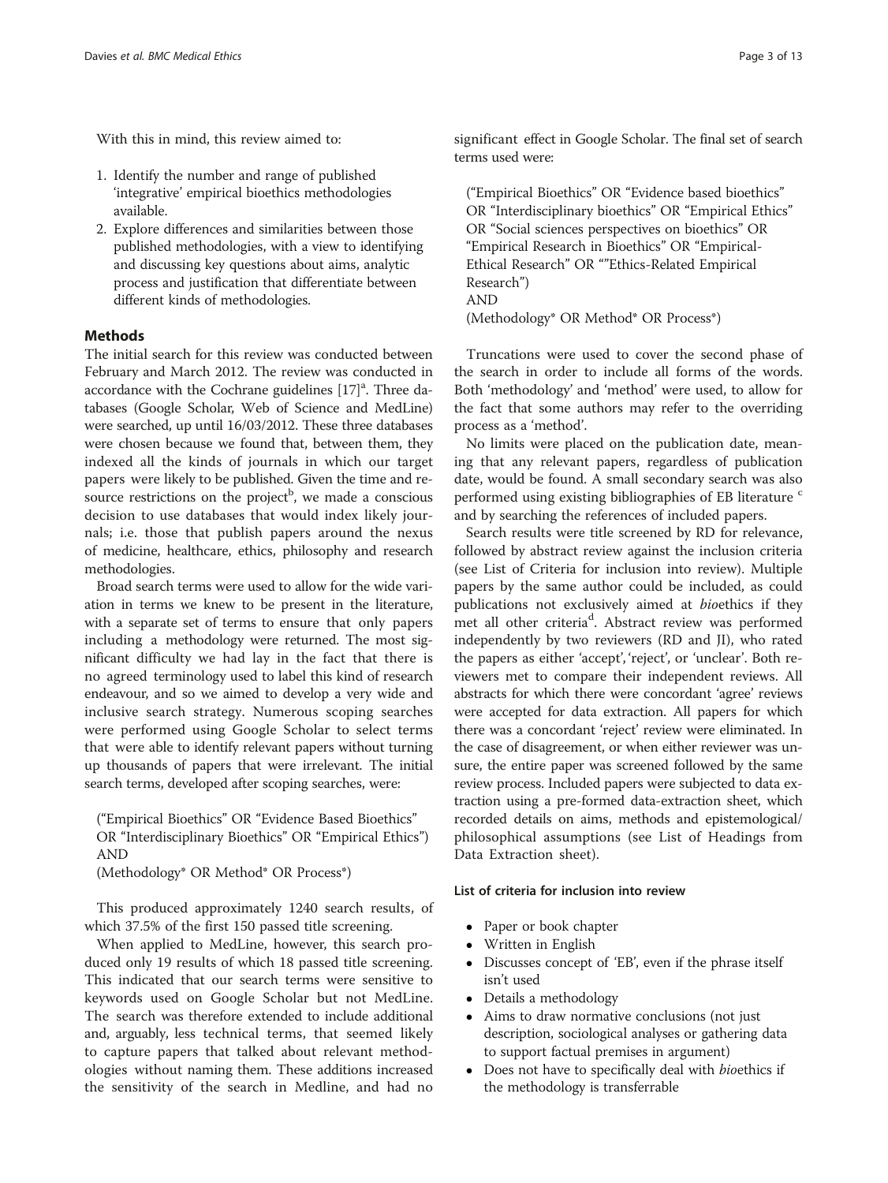With this in mind, this review aimed to:

1. Identify the number and range of published 'integrative' empirical bioethics methodologies available.
2. Explore differences and similarities between those published methodologies, with a view to identifying and discussing key questions about aims, analytic process and justification that differentiate between different kinds of methodologies.

## Methods

The initial search for this review was conducted between February and March 2012. The review was conducted in accordance with the Cochrane guidelines [17][a]. Three databases (Google Scholar, Web of Science and MedLine) were searched, up until 16/03/2012. These three databases were chosen because we found that, between them, they indexed all the kinds of journals in which our target papers were likely to be published. Given the time and resource restrictions on the project[b], we made a conscious decision to use databases that would index likely journals; i.e. those that publish papers around the nexus of medicine, healthcare, ethics, philosophy and research methodologies.

Broad search terms were used to allow for the wide variation in terms we knew to be present in the literature, with a separate set of terms to ensure that only papers including a methodology were returned. The most significant difficulty we had lay in the fact that there is no agreed terminology used to label this kind of research endeavour, and so we aimed to develop a very wide and inclusive search strategy. Numerous scoping searches were performed using Google Scholar to select terms that were able to identify relevant papers without turning up thousands of papers that were irrelevant. The initial search terms, developed after scoping searches, were:

("Empirical Bioethics" OR "Evidence Based Bioethics" OR "Interdisciplinary Bioethics" OR "Empirical Ethics")
AND
(Methodology* OR Method* OR Process*)

This produced approximately 1240 search results, of which 37.5% of the first 150 passed title screening.

When applied to MedLine, however, this search produced only 19 results of which 18 passed title screening. This indicated that our search terms were sensitive to keywords used on Google Scholar but not MedLine. The search was therefore extended to include additional and, arguably, less technical terms, that seemed likely to capture papers that talked about relevant methodologies without naming them. These additions increased the sensitivity of the search in Medline, and had no significant effect in Google Scholar. The final set of search terms used were:

("Empirical Bioethics" OR "Evidence based bioethics" OR "Interdisciplinary bioethics" OR "Empirical Ethics" OR "Social sciences perspectives on bioethics" OR "Empirical Research in Bioethics" OR "Empirical-Ethical Research" OR ""Ethics-Related Empirical Research")
AND
(Methodology* OR Method* OR Process*)

Truncations were used to cover the second phase of the search in order to include all forms of the words. Both 'methodology' and 'method' were used, to allow for the fact that some authors may refer to the overriding process as a 'method'.

No limits were placed on the publication date, meaning that any relevant papers, regardless of publication date, would be found. A small secondary search was also performed using existing bibliographies of EB literature [c] and by searching the references of included papers.

Search results were title screened by RD for relevance, followed by abstract review against the inclusion criteria (see List of Criteria for inclusion into review). Multiple papers by the same author could be included, as could publications not exclusively aimed at *bio*ethics if they met all other criteria[d]. Abstract review was performed independently by two reviewers (RD and JI), who rated the papers as either 'accept', 'reject', or 'unclear'. Both reviewers met to compare their independent reviews. All abstracts for which there were concordant 'agree' reviews were accepted for data extraction. All papers for which there was a concordant 'reject' review were eliminated. In the case of disagreement, or when either reviewer was unsure, the entire paper was screened followed by the same review process. Included papers were subjected to data extraction using a pre-formed data-extraction sheet, which recorded details on aims, methods and epistemological/philosophical assumptions (see List of Headings from Data Extraction sheet).

#### List of criteria for inclusion into review

- Paper or book chapter
- Written in English
- Discusses concept of 'EB', even if the phrase itself isn't used
- Details a methodology
- Aims to draw normative conclusions (not just description, sociological analyses or gathering data to support factual premises in argument)
- Does not have to specifically deal with *bio*ethics if the methodology is transferrable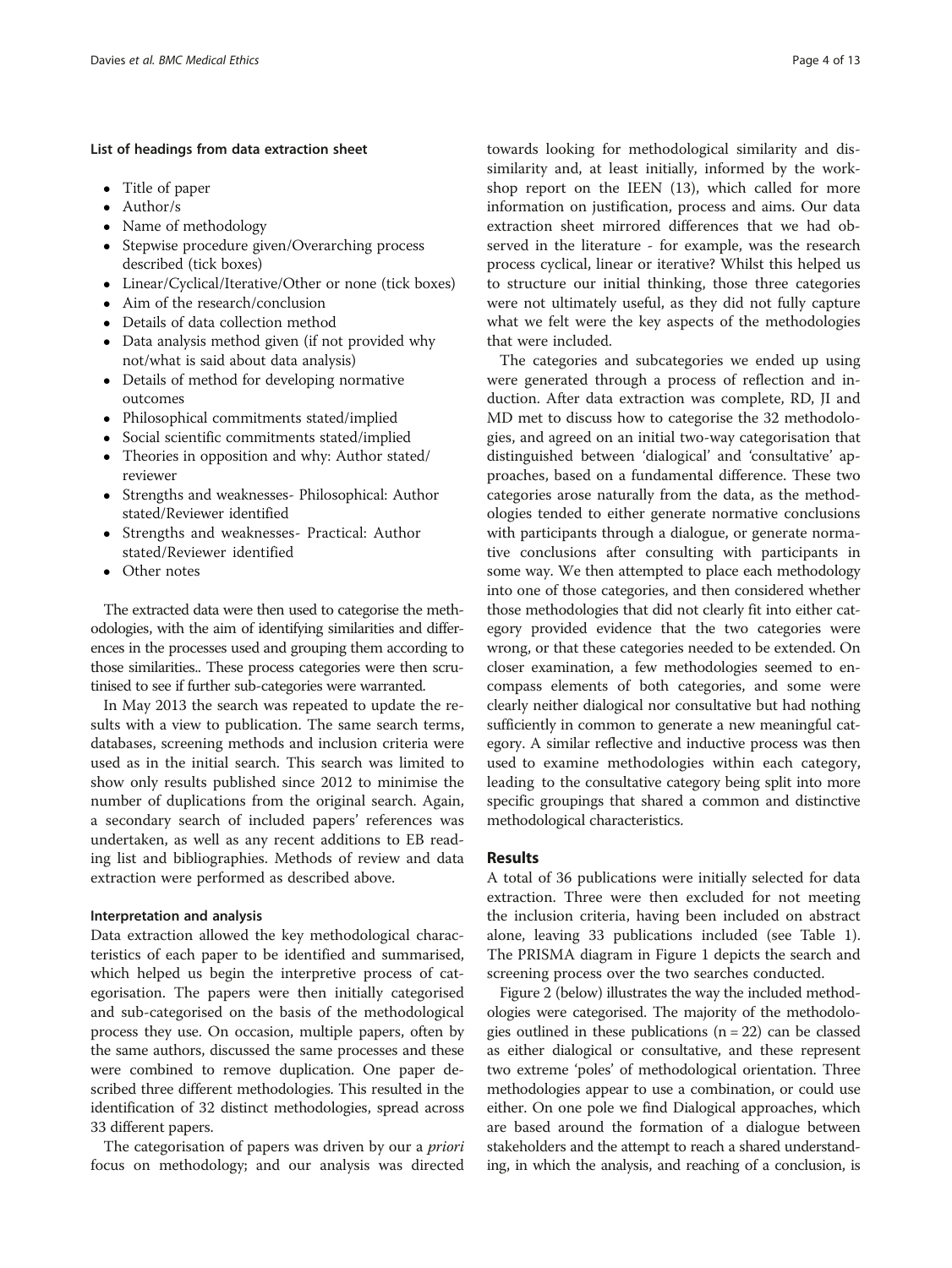#### List of headings from data extraction sheet

- Title of paper
- Author/s
- Name of methodology
- Stepwise procedure given/Overarching process described (tick boxes)
- Linear/Cyclical/Iterative/Other or none (tick boxes)
- Aim of the research/conclusion
- Details of data collection method
- Data analysis method given (if not provided why not/what is said about data analysis)
- Details of method for developing normative outcomes
- Philosophical commitments stated/implied
- Social scientific commitments stated/implied
- Theories in opposition and why: Author stated/reviewer
- Strengths and weaknesses- Philosophical: Author stated/Reviewer identified
- Strengths and weaknesses- Practical: Author stated/Reviewer identified
- Other notes

The extracted data were then used to categorise the methodologies, with the aim of identifying similarities and differences in the processes used and grouping them according to those similarities.. These process categories were then scrutinised to see if further sub-categories were warranted.

In May 2013 the search was repeated to update the results with a view to publication. The same search terms, databases, screening methods and inclusion criteria were used as in the initial search. This search was limited to show only results published since 2012 to minimise the number of duplications from the original search. Again, a secondary search of included papers' references was undertaken, as well as any recent additions to EB reading list and bibliographies. Methods of review and data extraction were performed as described above.

#### Interpretation and analysis

Data extraction allowed the key methodological characteristics of each paper to be identified and summarised, which helped us begin the interpretive process of categorisation. The papers were then initially categorised and sub-categorised on the basis of the methodological process they use. On occasion, multiple papers, often by the same authors, discussed the same processes and these were combined to remove duplication. One paper described three different methodologies. This resulted in the identification of 32 distinct methodologies, spread across 33 different papers.

The categorisation of papers was driven by our a *priori* focus on methodology; and our analysis was directed towards looking for methodological similarity and dissimilarity and, at least initially, informed by the workshop report on the IEEN (13), which called for more information on justification, process and aims. Our data extraction sheet mirrored differences that we had observed in the literature - for example, was the research process cyclical, linear or iterative? Whilst this helped us to structure our initial thinking, those three categories were not ultimately useful, as they did not fully capture what we felt were the key aspects of the methodologies that were included.

The categories and subcategories we ended up using were generated through a process of reflection and induction. After data extraction was complete, RD, JI and MD met to discuss how to categorise the 32 methodologies, and agreed on an initial two-way categorisation that distinguished between 'dialogical' and 'consultative' approaches, based on a fundamental difference. These two categories arose naturally from the data, as the methodologies tended to either generate normative conclusions with participants through a dialogue, or generate normative conclusions after consulting with participants in some way. We then attempted to place each methodology into one of those categories, and then considered whether those methodologies that did not clearly fit into either category provided evidence that the two categories were wrong, or that these categories needed to be extended. On closer examination, a few methodologies seemed to encompass elements of both categories, and some were clearly neither dialogical nor consultative but had nothing sufficiently in common to generate a new meaningful category. A similar reflective and inductive process was then used to examine methodologies within each category, leading to the consultative category being split into more specific groupings that shared a common and distinctive methodological characteristics.

## Results

A total of 36 publications were initially selected for data extraction. Three were then excluded for not meeting the inclusion criteria, having been included on abstract alone, leaving 33 publications included (see Table 1). The PRISMA diagram in Figure 1 depicts the search and screening process over the two searches conducted.

Figure 2 (below) illustrates the way the included methodologies were categorised. The majority of the methodologies outlined in these publications (n = 22) can be classed as either dialogical or consultative, and these represent two extreme 'poles' of methodological orientation. Three methodologies appear to use a combination, or could use either. On one pole we find Dialogical approaches, which are based around the formation of a dialogue between stakeholders and the attempt to reach a shared understanding, in which the analysis, and reaching of a conclusion, is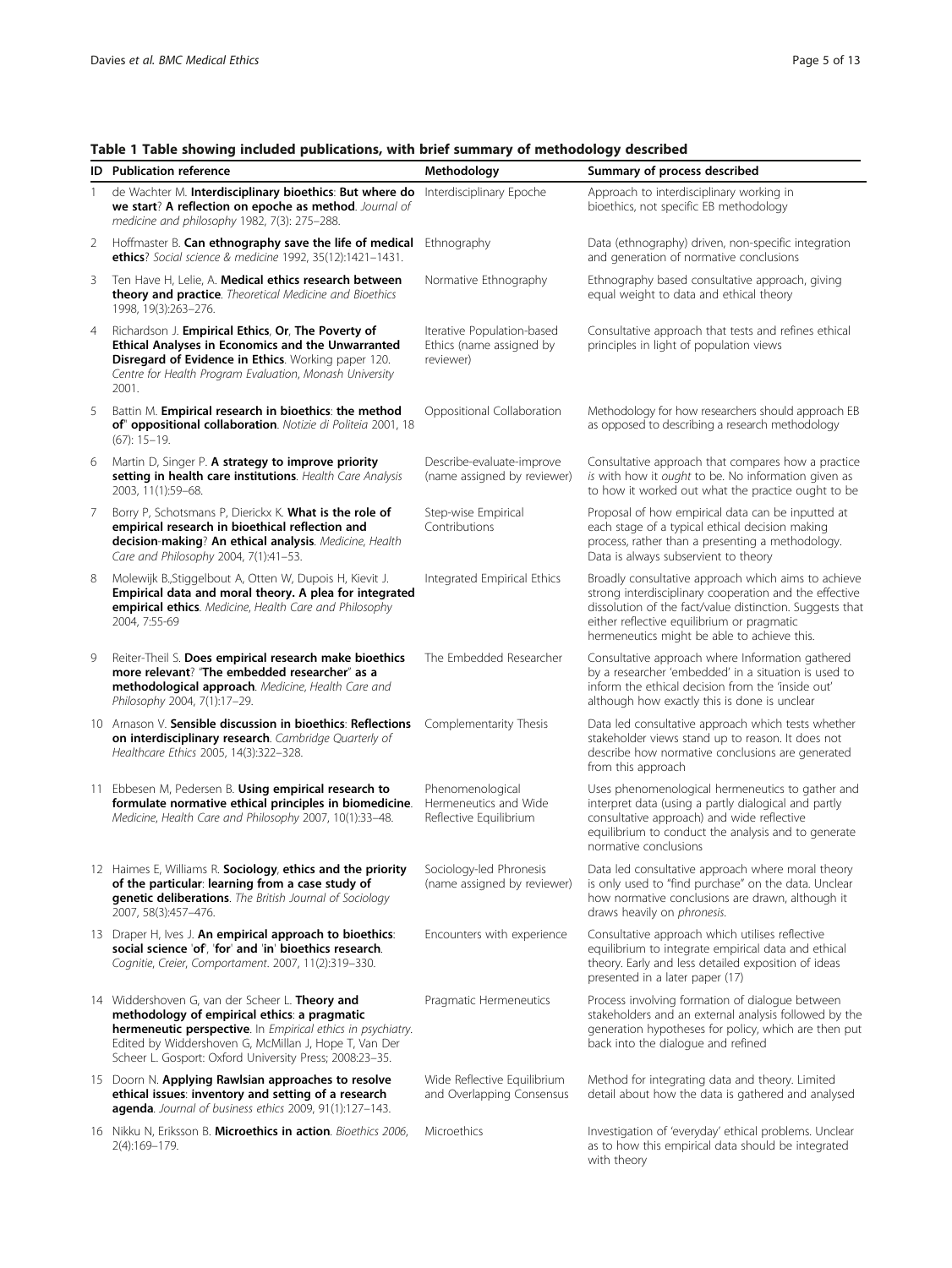**Table 1 Table showing included publications, with brief summary of methodology described**

| ID | Publication reference | Methodology | Summary of process described |
|---|---|---|---|
| 1 | de Wachter M. **Interdisciplinary bioethics: But where do we start? A reflection on epoche as method**. *Journal of medicine and philosophy* 1982, 7(3): 275–288. | Interdisciplinary Epoche | Approach to interdisciplinary working in bioethics, not specific EB methodology |
| 2 | Hoffmaster B. **Can ethnography save the life of medical ethics**? *Social science & medicine* 1992, 35(12):1421–1431. | Ethnography | Data (ethnography) driven, non-specific integration and generation of normative conclusions |
| 3 | Ten Have H, Lelie, A. **Medical ethics research between theory and practice**. *Theoretical Medicine and Bioethics* 1998, 19(3):263–276. | Normative Ethnography | Ethnography based consultative approach, giving equal weight to data and ethical theory |
| 4 | Richardson J. **Empirical Ethics, Or, The Poverty of Ethical Analyses in Economics and the Unwarranted Disregard of Evidence in Ethics**. *Working paper 120. Centre for Health Program Evaluation, Monash University* 2001. | Iterative Population-based Ethics (name assigned by reviewer) | Consultative approach that tests and refines ethical principles in light of population views |
| 5 | Battin M. **Empirical research in bioethics: the method of" oppositional collaboration**. *Notizie di Politeia* 2001, 18 (67): 15–19. | Oppositional Collaboration | Methodology for how researchers should approach EB as opposed to describing a research methodology |
| 6 | Martin D, Singer P. **A strategy to improve priority setting in health care institutions**. *Health Care Analysis* 2003, 11(1):59–68. | Describe-evaluate-improve (name assigned by reviewer) | Consultative approach that compares how a practice *is* with how it *ought* to be. No information given as to how it worked out what the practice ought to be |
| 7 | Borry P, Schotsmans P, Dierickx K. **What is the role of empirical research in bioethical reflection and decision-making? An ethical analysis**. *Medicine, Health Care and Philosophy* 2004, 7(1):41–53. | Step-wise Empirical Contributions | Proposal of how empirical data can be inputted at each stage of a typical ethical decision making process, rather than a presenting a methodology. Data is always subservient to theory |
| 8 | Molewijk B,Stiggelbout A, Otten W, Dupois H, Kievit J. **Empirical data and moral theory. A plea for integrated empirical ethics**. *Medicine, Health Care and Philosophy* 2004, 7:55-69 | Integrated Empirical Ethics | Broadly consultative approach which aims to achieve strong interdisciplinary cooperation and the effective dissolution of the fact/value distinction. Suggests that either reflective equilibrium or pragmatic hermeneutics might be able to achieve this. |
| 9 | Reiter-Theil S. **Does empirical research make bioethics more relevant? "The embedded researcher" as a methodological approach**. *Medicine, Health Care and Philosophy* 2004, 7(1):17–29. | The Embedded Researcher | Consultative approach where Information gathered by a researcher 'embedded' in a situation is used to inform the ethical decision from the 'inside out' although how exactly this is done is unclear |
| 10 | Arnason V. **Sensible discussion in bioethics: Reflections on interdisciplinary research**. *Cambridge Quarterly of Healthcare Ethics* 2005, 14(3):322–328. | Complementarity Thesis | Data led consultative approach which tests whether stakeholder views stand up to reason. It does not describe how normative conclusions are generated from this approach |
| 11 | Ebbesen M, Pedersen B. **Using empirical research to formulate normative ethical principles in biomedicine**. *Medicine, Health Care and Philosophy* 2007, 10(1):33–48. | Phenomenological Hermeneutics and Wide Reflective Equilibrium | Uses phenomenological hermeneutics to gather and interpret data (using a partly dialogical and partly consultative approach) and wide reflective equilibrium to conduct the analysis and to generate normative conclusions |
| 12 | Haimes E, Williams R. **Sociology, ethics and the priority of the particular: learning from a case study of genetic deliberations**. *The British Journal of Sociology* 2007, 58(3):457–476. | Sociology-led Phronesis (name assigned by reviewer) | Data led consultative approach where moral theory is only used to "find purchase" on the data. Unclear how normative conclusions are drawn, although it draws heavily on *phronesis*. |
| 13 | Draper H, Ives J. **An empirical approach to bioethics: social science 'of', 'for' and 'in' bioethics research**. *Cognitie, Creier, Comportament*. 2007, 11(2):319–330. | Encounters with experience | Consultative approach which utilises reflective equilibrium to integrate empirical data and ethical theory. Early and less detailed exposition of ideas presented in a later paper (17) |
| 14 | Widdershoven G, van der Scheer L. **Theory and methodology of empirical ethics: a pragmatic hermeneutic perspective**. In *Empirical ethics in psychiatry*. Edited by Widdershoven G, McMillan J, Hope T, Van Der Scheer L. Gosport: Oxford University Press; 2008:23–35. | Pragmatic Hermeneutics | Process involving formation of dialogue between stakeholders and an external analysis followed by the generation hypotheses for policy, which are then put back into the dialogue and refined |
| 15 | Doorn N. **Applying Rawlsian approaches to resolve ethical issues: inventory and setting of a research agenda**. *Journal of business ethics* 2009, 91(1):127–143. | Wide Reflective Equilibrium and Overlapping Consensus | Method for integrating data and theory. Limited detail about how the data is gathered and analysed |
| 16 | Nikku N, Eriksson B. **Microethics in action**. *Bioethics 2006*, 2(4):169–179. | Microethics | Investigation of 'everyday' ethical problems. Unclear as to how this empirical data should be integrated with theory |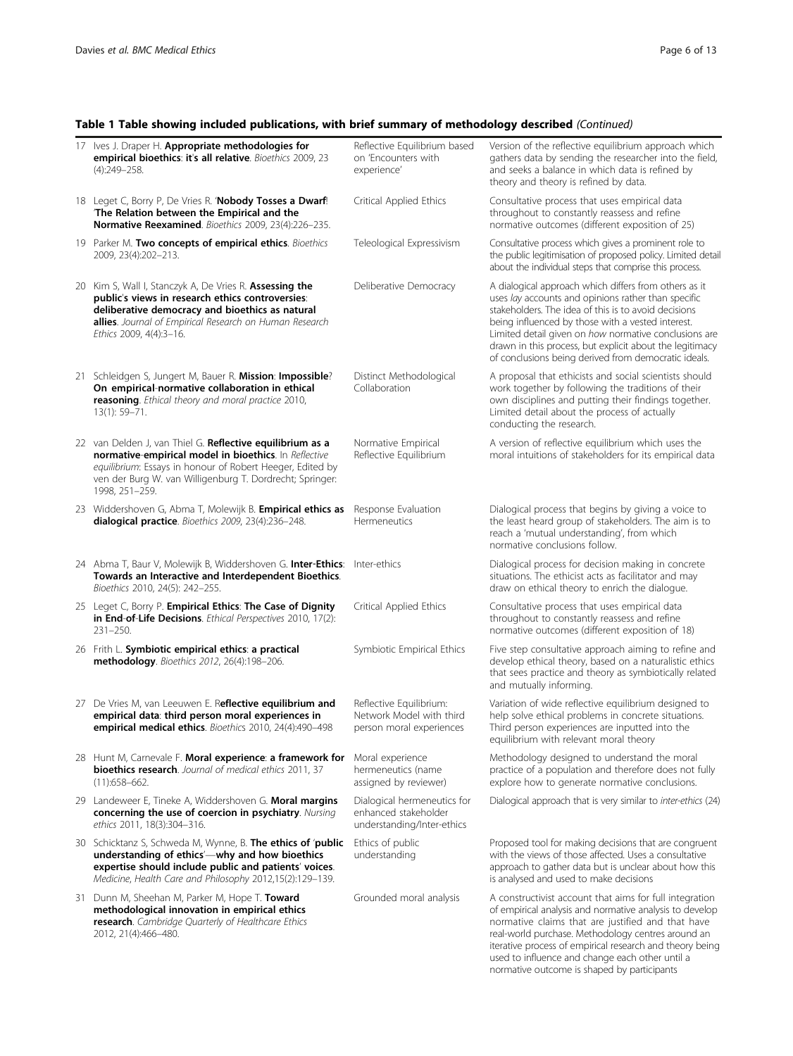### Table 1 Table showing included publications, with brief summary of methodology described *(Continued)*

| | | | |
|---|---|---|---|
| 17 | Ives J. Draper H. **Appropriate methodologies for empirical bioethics: it's all relative**. *Bioethics* 2009, 23 (4):249–258. | Reflective Equilibrium based on 'Encounters with experience' | Version of the reflective equilibrium approach which gathers data by sending the researcher into the field, and seeks a balance in which data is refined by theory and theory is refined by data. |
| 18 | Leget C, Borry P, De Vries R. **'Nobody Tosses a Dwarf! 'The Relation between the Empirical and the Normative Reexamined**. *Bioethics* 2009, 23(4):226–235. | Critical Applied Ethics | Consultative process that uses empirical data throughout to constantly reassess and refine normative outcomes (different exposition of 25) |
| 19 | Parker M. **Two concepts of empirical ethics**. *Bioethics* 2009, 23(4):202–213. | Teleological Expressivism | Consultative process which gives a prominent role to the public legitimisation of proposed policy. Limited detail about the individual steps that comprise this process. |
| 20 | Kim S, Wall I, Stanczyk A, De Vries R. **Assessing the public's views in research ethics controversies: deliberative democracy and bioethics as natural allies**. *Journal of Empirical Research on Human Research Ethics* 2009, 4(4):3–16. | Deliberative Democracy | A dialogical approach which differs from others as it uses *lay* accounts and opinions rather than specific stakeholders. The idea of this is to avoid decisions being influenced by those with a vested interest. Limited detail given on *how* normative conclusions are drawn in this process, but explicit about the legitimacy of conclusions being derived from democratic ideals. |
| 21 | Schleidgen S, Jungert M, Bauer R. **Mission: Impossible? On empirical-normative collaboration in ethical reasoning**. *Ethical theory and moral practice* 2010, 13(1): 59–71. | Distinct Methodological Collaboration | A proposal that ethicists and social scientists should work together by following the traditions of their own disciplines and putting their findings together. Limited detail about the process of actually conducting the research. |
| 22 | van Delden J, van Thiel G. **Reflective equilibrium as a normative-empirical model in bioethics**. In *Reflective equilibrium*: Essays in honour of Robert Heeger, Edited by ven der Burg W. van Willigenburg T. Dordrecht; Springer: 1998, 251–259. | Normative Empirical Reflective Equilibrium | A version of reflective equilibrium which uses the moral intuitions of stakeholders for its empirical data |
| 23 | Widdershoven G, Abma T, Molewijk B. **Empirical ethics as dialogical practice**. *Bioethics 2009*, 23(4):236–248. | Response Evaluation Hermeneutics | Dialogical process that begins by giving a voice to the least heard group of stakeholders. The aim is to reach a 'mutual understanding', from which normative conclusions follow. |
| 24 | Abma T, Baur V, Molewijk B, Widdershoven G. **Inter-Ethics: Towards an Interactive and Interdependent Bioethics**. *Bioethics* 2010, 24(5): 242–255. | Inter-ethics | Dialogical process for decision making in concrete situations. The ethicist acts as facilitator and may draw on ethical theory to enrich the dialogue. |
| 25 | Leget C, Borry P. **Empirical Ethics: The Case of Dignity in End-of-Life Decisions**. *Ethical Perspectives* 2010, 17(2): 231–250. | Critical Applied Ethics | Consultative process that uses empirical data throughout to constantly reassess and refine normative outcomes (different exposition of 18) |
| 26 | Frith L. **Symbiotic empirical ethics: a practical methodology**. *Bioethics 2012*, 26(4):198–206. | Symbiotic Empirical Ethics | Five step consultative approach aiming to refine and develop ethical theory, based on a naturalistic ethics that sees practice and theory as symbiotically related and mutually informing. |
| 27 | De Vries M, van Leeuwen E. R**eflective equilibrium and empirical data: third person moral experiences in empirical medical ethics**. *Bioethics* 2010, 24(4):490–498 | Reflective Equilibrium: Network Model with third person moral experiences | Variation of wide reflective equilibrium designed to help solve ethical problems in concrete situations. Third person experiences are inputted into the equilibrium with relevant moral theory |
| 28 | Hunt M, Carnevale F. **Moral experience: a framework for bioethics research**. *Journal of medical ethics* 2011, 37 (11):658–662. | Moral experience hermeneutics (name assigned by reviewer) | Methodology designed to understand the moral practice of a population and therefore does not fully explore how to generate normative conclusions. |
| 29 | Landeweer E, Tineke A, Widdershoven G. **Moral margins concerning the use of coercion in psychiatry**. *Nursing ethics* 2011, 18(3):304–316. | Dialogical hermeneutics for enhanced stakeholder understanding/Inter-ethics | Dialogical approach that is very similar to *inter-ethics* (24) |
| 30 | Schicktanz S, Schweda M, Wynne, B. **The ethics of 'public understanding of ethics'—why and how bioethics expertise should include public and patients' voices**. *Medicine, Health Care and Philosophy* 2012,15(2):129–139. | Ethics of public understanding | Proposed tool for making decisions that are congruent with the views of those affected. Uses a consultative approach to gather data but is unclear about how this is analysed and used to make decisions |
| 31 | Dunn M, Sheehan M, Parker M, Hope T. **Toward methodological innovation in empirical ethics research**. *Cambridge Quarterly of Healthcare Ethics* 2012, 21(4):466–480. | Grounded moral analysis | A constructivist account that aims for full integration of empirical analysis and normative analysis to develop normative claims that are justified and that have real-world purchase. Methodology centres around an iterative process of empirical research and theory being used to influence and change each other until a normative outcome is shaped by participants |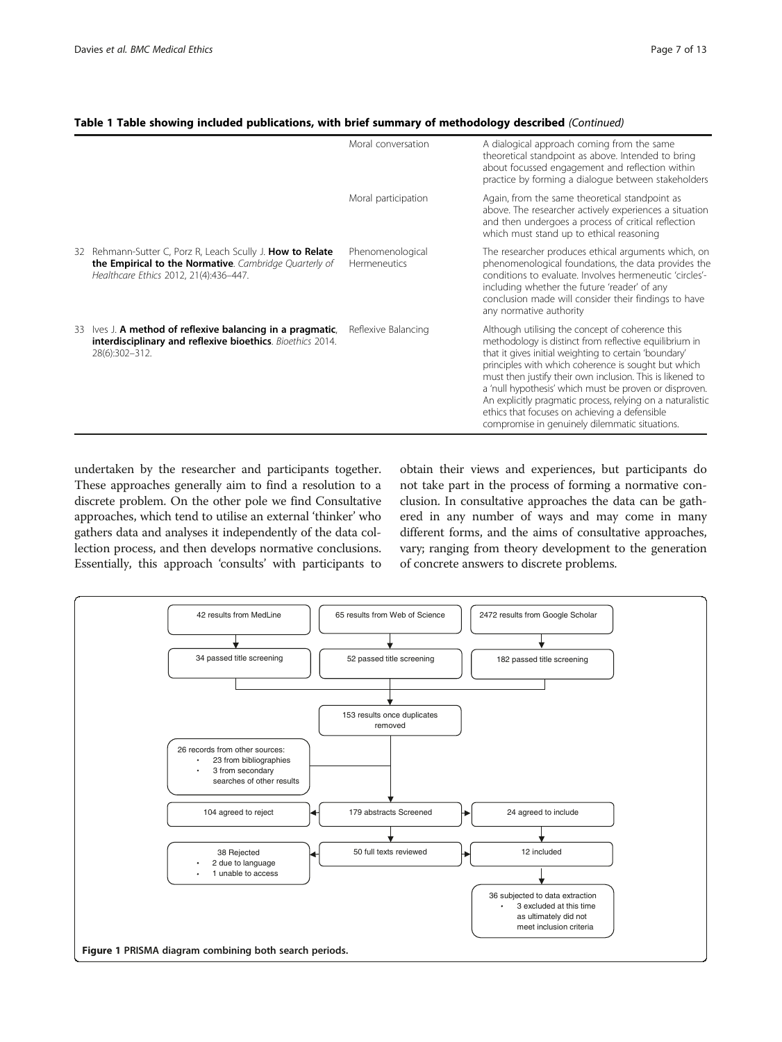**Table 1 Table showing included publications, with brief summary of methodology described** *(Continued)*

| | | |
|---|---|---|
| | Moral conversation | A dialogical approach coming from the same theoretical standpoint as above. Intended to bring about focussed engagement and reflection within practice by forming a dialogue between stakeholders |
| | Moral participation | Again, from the same theoretical standpoint as above. The researcher actively experiences a situation and then undergoes a process of critical reflection which must stand up to ethical reasoning |
| 32 Rehmann-Sutter C, Porz R, Leach Scully J. **How to Relate the Empirical to the Normative**. *Cambridge Quarterly of Healthcare Ethics* 2012, 21(4):436–447. | Phenomenological Hermeneutics | The researcher produces ethical arguments which, on phenomenological foundations, the data provides the conditions to evaluate. Involves hermeneutic 'circles'- including whether the future 'reader' of any conclusion made will consider their findings to have any normative authority |
| 33 Ives J. **A method of reflexive balancing in a pragmatic, interdisciplinary and reflexive bioethics**. *Bioethics* 2014. 28(6):302–312. | Reflexive Balancing | Although utilising the concept of coherence this methodology is distinct from reflective equilibrium in that it gives initial weighting to certain 'boundary' principles with which coherence is sought but which must then justify their own inclusion. This is likened to a 'null hypothesis' which must be proven or disproven. An explicitly pragmatic process, relying on a naturalistic ethics that focuses on achieving a defensible compromise in genuinely dilemmatic situations. |

undertaken by the researcher and participants together. These approaches generally aim to find a resolution to a discrete problem. On the other pole we find Consultative approaches, which tend to utilise an external 'thinker' who gathers data and analyses it independently of the data collection process, and then develops normative conclusions. Essentially, this approach 'consults' with participants to obtain their views and experiences, but participants do not take part in the process of forming a normative conclusion. In consultative approaches the data can be gathered in any number of ways and may come in many different forms, and the aims of consultative approaches, vary; ranging from theory development to the generation of concrete answers to discrete problems.

42 results from MedLine → 34 passed title screening
65 results from Web of Science → 52 passed title screening
2472 results from Google Scholar → 182 passed title screening

153 results once duplicates removed

26 records from other sources:
- 23 from bibliographies
- 3 from secondary searches of other results

179 abstracts Screened → 104 agreed to reject; 24 agreed to include

50 full texts reviewed → 38 Rejected (2 due to language; 1 unable to access); 12 included

36 subjected to data extraction
- 3 excluded at this time as ultimately did not meet inclusion criteria

**Figure 1** PRISMA diagram combining both search periods.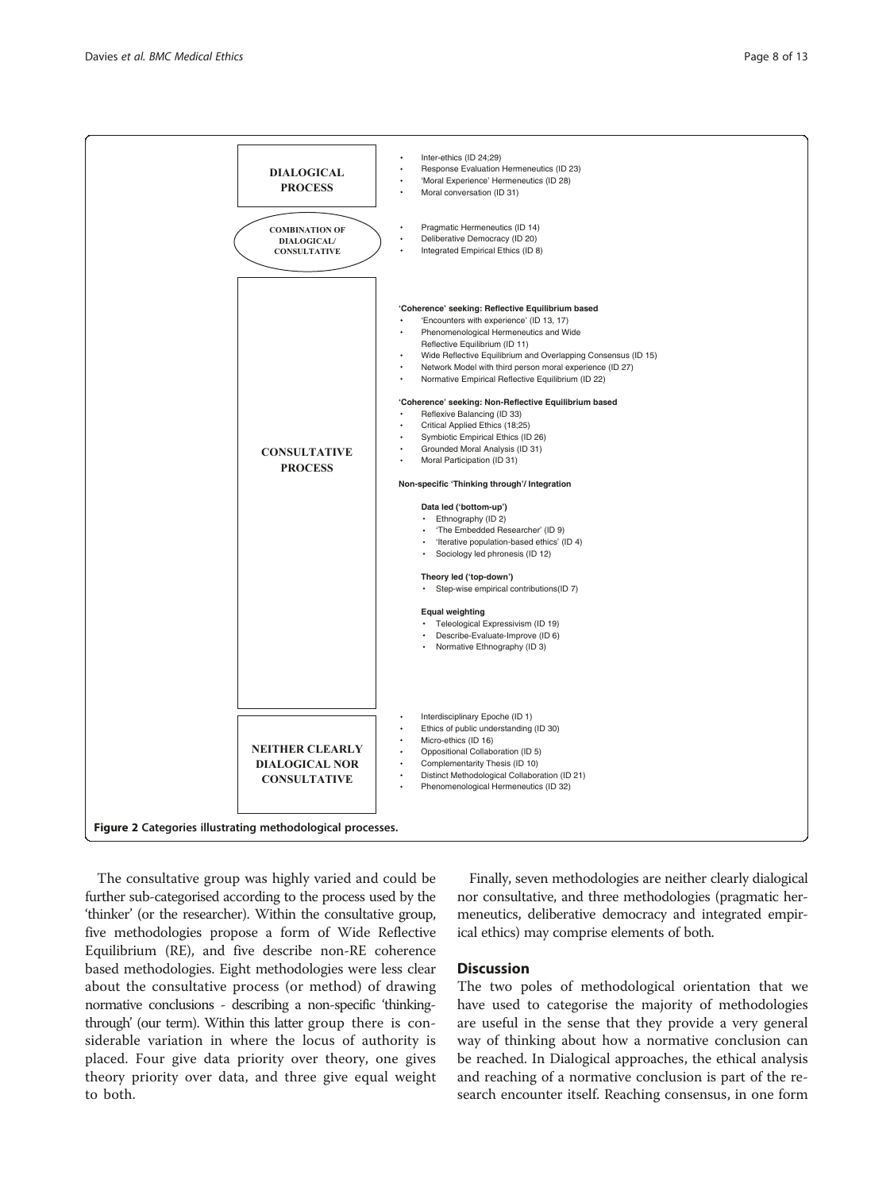**DIALOGICAL PROCESS**

- Inter-ethics (ID 24;29)
- Response Evaluation Hermeneutics (ID 23)
- 'Moral Experience' Hermeneutics (ID 28)
- Moral conversation (ID 31)

**COMBINATION OF DIALOGICAL/ CONSULTATIVE**

- Pragmatic Hermeneutics (ID 14)
- Deliberative Democracy (ID 20)
- Integrated Empirical Ethics (ID 8)

**CONSULTATIVE PROCESS**

**'Coherence' seeking: Reflective Equilibrium based**

- 'Encounters with experience' (ID 13, 17)
- Phenomenological Hermeneutics and Wide Reflective Equilibrium (ID 11)
- Wide Reflective Equilibrium and Overlapping Consensus (ID 15)
- Network Model with third person moral experience (ID 27)
- Normative Empirical Reflective Equilibrium (ID 22)

**'Coherence' seeking: Non-Reflective Equilibrium based**

- Reflexive Balancing (ID 33)
- Critical Applied Ethics (18;25)
- Symbiotic Empirical Ethics (ID 26)
- Grounded Moral Analysis (ID 31)
- Moral Participation (ID 31)

**Non-specific 'Thinking through'/ Integration**

**Data led ('bottom-up')**

- Ethnography (ID 2)
- 'The Embedded Researcher' (ID 9)
- 'Iterative population-based ethics' (ID 4)
- Sociology led phronesis (ID 12)

**Theory led ('top-down')**

- Step-wise empirical contributions(ID 7)

**Equal weighting**

- Teleological Expressivism (ID 19)
- Describe-Evaluate-Improve (ID 6)
- Normative Ethnography (ID 3)

**NEITHER CLEARLY DIALOGICAL NOR CONSULTATIVE**

- Interdisciplinary Epoche (ID 1)
- Ethics of public understanding (ID 30)
- Micro-ethics (ID 16)
- Oppositional Collaboration (ID 5)
- Complementarity Thesis (ID 10)
- Distinct Methodological Collaboration (ID 21)
- Phenomenological Hermeneutics (ID 32)

**Figure 2** Categories illustrating methodological processes.

The consultative group was highly varied and could be further sub-categorised according to the process used by the 'thinker' (or the researcher). Within the consultative group, five methodologies propose a form of Wide Reflective Equilibrium (RE), and five describe non-RE coherence based methodologies. Eight methodologies were less clear about the consultative process (or method) of drawing normative conclusions - describing a non-specific 'thinking-through' (our term). Within this latter group there is considerable variation in where the locus of authority is placed. Four give data priority over theory, one gives theory priority over data, and three give equal weight to both.

Finally, seven methodologies are neither clearly dialogical nor consultative, and three methodologies (pragmatic hermeneutics, deliberative democracy and integrated empirical ethics) may comprise elements of both.

## Discussion

The two poles of methodological orientation that we have used to categorise the majority of methodologies are useful in the sense that they provide a very general way of thinking about how a normative conclusion can be reached. In Dialogical approaches, the ethical analysis and reaching of a normative conclusion is part of the research encounter itself. Reaching consensus, in one form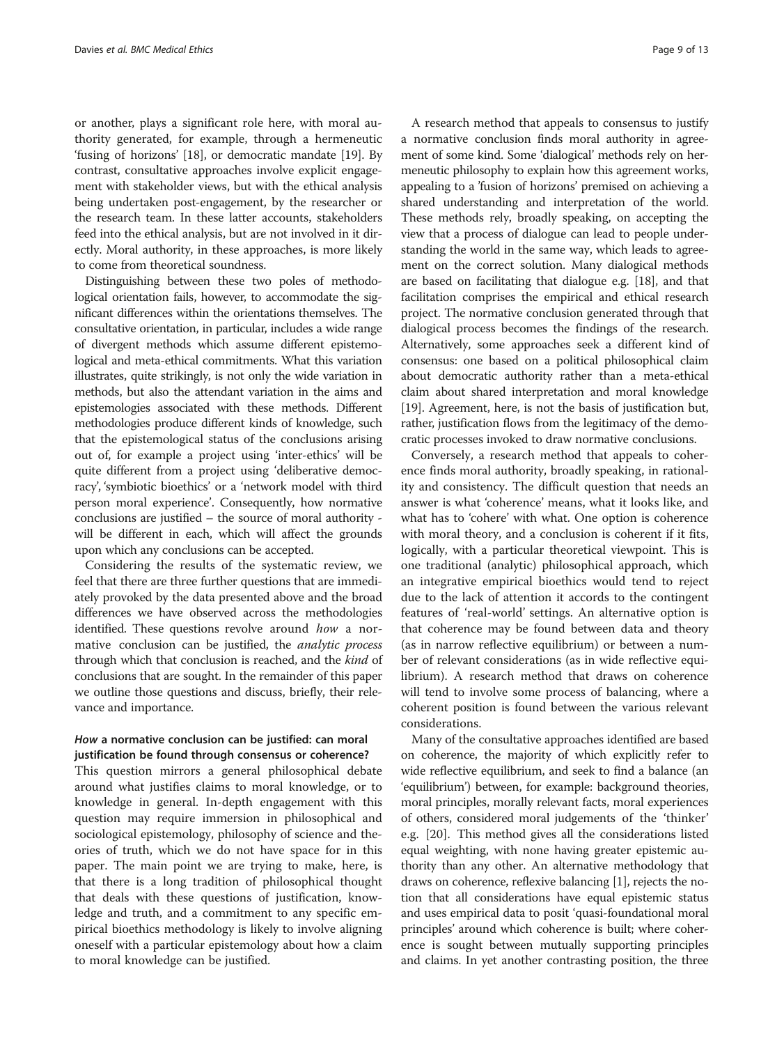or another, plays a significant role here, with moral authority generated, for example, through a hermeneutic 'fusing of horizons' [18], or democratic mandate [19]. By contrast, consultative approaches involve explicit engagement with stakeholder views, but with the ethical analysis being undertaken post-engagement, by the researcher or the research team. In these latter accounts, stakeholders feed into the ethical analysis, but are not involved in it directly. Moral authority, in these approaches, is more likely to come from theoretical soundness.

Distinguishing between these two poles of methodological orientation fails, however, to accommodate the significant differences within the orientations themselves. The consultative orientation, in particular, includes a wide range of divergent methods which assume different epistemological and meta-ethical commitments. What this variation illustrates, quite strikingly, is not only the wide variation in methods, but also the attendant variation in the aims and epistemologies associated with these methods. Different methodologies produce different kinds of knowledge, such that the epistemological status of the conclusions arising out of, for example a project using 'inter-ethics' will be quite different from a project using 'deliberative democracy', 'symbiotic bioethics' or a 'network model with third person moral experience'. Consequently, how normative conclusions are justified – the source of moral authority - will be different in each, which will affect the grounds upon which any conclusions can be accepted.

Considering the results of the systematic review, we feel that there are three further questions that are immediately provoked by the data presented above and the broad differences we have observed across the methodologies identified. These questions revolve around *how* a normative conclusion can be justified, the *analytic process* through which that conclusion is reached, and the *kind* of conclusions that are sought. In the remainder of this paper we outline those questions and discuss, briefly, their relevance and importance.

### *How* a normative conclusion can be justified: can moral justification be found through consensus or coherence?

This question mirrors a general philosophical debate around what justifies claims to moral knowledge, or to knowledge in general. In-depth engagement with this question may require immersion in philosophical and sociological epistemology, philosophy of science and theories of truth, which we do not have space for in this paper. The main point we are trying to make, here, is that there is a long tradition of philosophical thought that deals with these questions of justification, knowledge and truth, and a commitment to any specific empirical bioethics methodology is likely to involve aligning oneself with a particular epistemology about how a claim to moral knowledge can be justified.

A research method that appeals to consensus to justify a normative conclusion finds moral authority in agreement of some kind. Some 'dialogical' methods rely on hermeneutic philosophy to explain how this agreement works, appealing to a 'fusion of horizons' premised on achieving a shared understanding and interpretation of the world. These methods rely, broadly speaking, on accepting the view that a process of dialogue can lead to people understanding the world in the same way, which leads to agreement on the correct solution. Many dialogical methods are based on facilitating that dialogue e.g. [18], and that facilitation comprises the empirical and ethical research project. The normative conclusion generated through that dialogical process becomes the findings of the research. Alternatively, some approaches seek a different kind of consensus: one based on a political philosophical claim about democratic authority rather than a meta-ethical claim about shared interpretation and moral knowledge [19]. Agreement, here, is not the basis of justification but, rather, justification flows from the legitimacy of the democratic processes invoked to draw normative conclusions.

Conversely, a research method that appeals to coherence finds moral authority, broadly speaking, in rationality and consistency. The difficult question that needs an answer is what 'coherence' means, what it looks like, and what has to 'cohere' with what. One option is coherence with moral theory, and a conclusion is coherent if it fits, logically, with a particular theoretical viewpoint. This is one traditional (analytic) philosophical approach, which an integrative empirical bioethics would tend to reject due to the lack of attention it accords to the contingent features of 'real-world' settings. An alternative option is that coherence may be found between data and theory (as in narrow reflective equilibrium) or between a number of relevant considerations (as in wide reflective equilibrium). A research method that draws on coherence will tend to involve some process of balancing, where a coherent position is found between the various relevant considerations.

Many of the consultative approaches identified are based on coherence, the majority of which explicitly refer to wide reflective equilibrium, and seek to find a balance (an 'equilibrium') between, for example: background theories, moral principles, morally relevant facts, moral experiences of others, considered moral judgements of the 'thinker' e.g. [20]. This method gives all the considerations listed equal weighting, with none having greater epistemic authority than any other. An alternative methodology that draws on coherence, reflexive balancing [1], rejects the notion that all considerations have equal epistemic status and uses empirical data to posit 'quasi-foundational moral principles' around which coherence is built; where coherence is sought between mutually supporting principles and claims. In yet another contrasting position, the three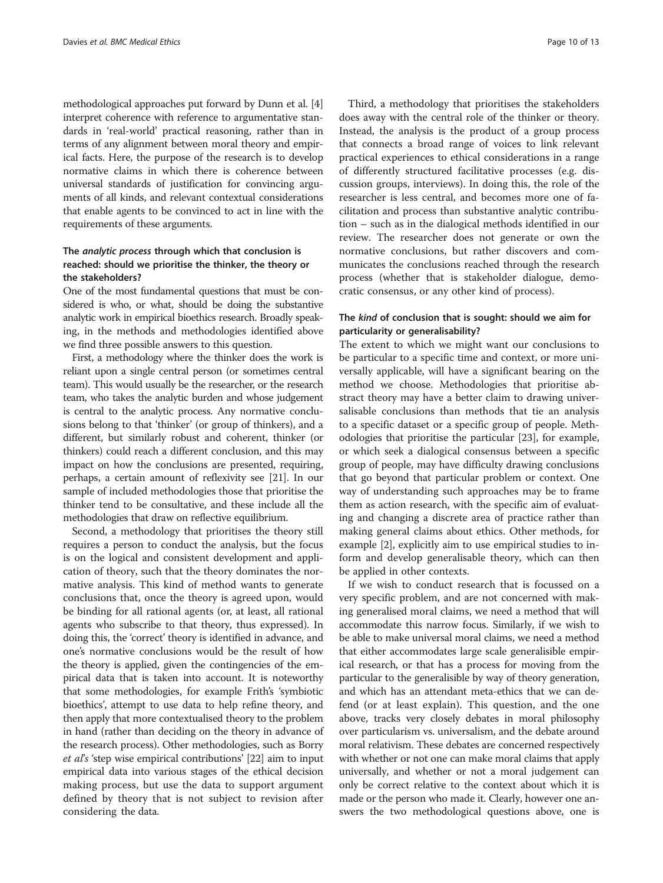methodological approaches put forward by Dunn et al. [4] interpret coherence with reference to argumentative standards in 'real-world' practical reasoning, rather than in terms of any alignment between moral theory and empirical facts. Here, the purpose of the research is to develop normative claims in which there is coherence between universal standards of justification for convincing arguments of all kinds, and relevant contextual considerations that enable agents to be convinced to act in line with the requirements of these arguments.

### The *analytic process* through which that conclusion is reached: should we prioritise the thinker, the theory or the stakeholders?

One of the most fundamental questions that must be considered is who, or what, should be doing the substantive analytic work in empirical bioethics research. Broadly speaking, in the methods and methodologies identified above we find three possible answers to this question.

First, a methodology where the thinker does the work is reliant upon a single central person (or sometimes central team). This would usually be the researcher, or the research team, who takes the analytic burden and whose judgement is central to the analytic process. Any normative conclusions belong to that 'thinker' (or group of thinkers), and a different, but similarly robust and coherent, thinker (or thinkers) could reach a different conclusion, and this may impact on how the conclusions are presented, requiring, perhaps, a certain amount of reflexivity see [21]. In our sample of included methodologies those that prioritise the thinker tend to be consultative, and these include all the methodologies that draw on reflective equilibrium.

Second, a methodology that prioritises the theory still requires a person to conduct the analysis, but the focus is on the logical and consistent development and application of theory, such that the theory dominates the normative analysis. This kind of method wants to generate conclusions that, once the theory is agreed upon, would be binding for all rational agents (or, at least, all rational agents who subscribe to that theory, thus expressed). In doing this, the 'correct' theory is identified in advance, and one's normative conclusions would be the result of how the theory is applied, given the contingencies of the empirical data that is taken into account. It is noteworthy that some methodologies, for example Frith's 'symbiotic bioethics', attempt to use data to help refine theory, and then apply that more contextualised theory to the problem in hand (rather than deciding on the theory in advance of the research process). Other methodologies, such as Borry *et al*'s 'step wise empirical contributions' [22] aim to input empirical data into various stages of the ethical decision making process, but use the data to support argument defined by theory that is not subject to revision after considering the data.

Third, a methodology that prioritises the stakeholders does away with the central role of the thinker or theory. Instead, the analysis is the product of a group process that connects a broad range of voices to link relevant practical experiences to ethical considerations in a range of differently structured facilitative processes (e.g. discussion groups, interviews). In doing this, the role of the researcher is less central, and becomes more one of facilitation and process than substantive analytic contribution – such as in the dialogical methods identified in our review. The researcher does not generate or own the normative conclusions, but rather discovers and communicates the conclusions reached through the research process (whether that is stakeholder dialogue, democratic consensus, or any other kind of process).

### The *kind* of conclusion that is sought: should we aim for particularity or generalisability?

The extent to which we might want our conclusions to be particular to a specific time and context, or more universally applicable, will have a significant bearing on the method we choose. Methodologies that prioritise abstract theory may have a better claim to drawing universalisable conclusions than methods that tie an analysis to a specific dataset or a specific group of people. Methodologies that prioritise the particular [23], for example, or which seek a dialogical consensus between a specific group of people, may have difficulty drawing conclusions that go beyond that particular problem or context. One way of understanding such approaches may be to frame them as action research, with the specific aim of evaluating and changing a discrete area of practice rather than making general claims about ethics. Other methods, for example [2], explicitly aim to use empirical studies to inform and develop generalisable theory, which can then be applied in other contexts.

If we wish to conduct research that is focussed on a very specific problem, and are not concerned with making generalised moral claims, we need a method that will accommodate this narrow focus. Similarly, if we wish to be able to make universal moral claims, we need a method that either accommodates large scale generalisible empirical research, or that has a process for moving from the particular to the generalisible by way of theory generation, and which has an attendant meta-ethics that we can defend (or at least explain). This question, and the one above, tracks very closely debates in moral philosophy over particularism vs. universalism, and the debate around moral relativism. These debates are concerned respectively with whether or not one can make moral claims that apply universally, and whether or not a moral judgement can only be correct relative to the context about which it is made or the person who made it. Clearly, however one answers the two methodological questions above, one is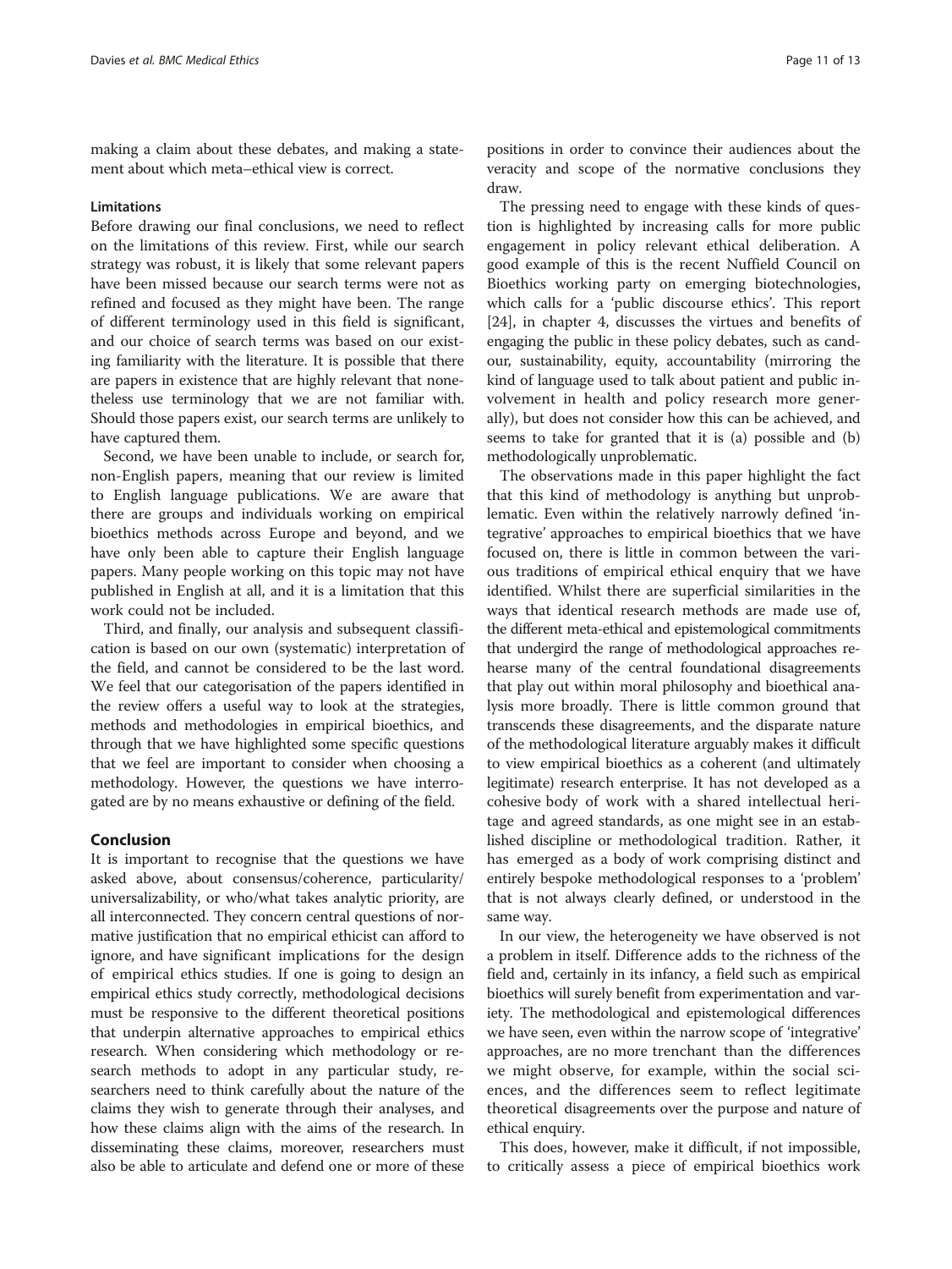making a claim about these debates, and making a statement about which meta–ethical view is correct.

### Limitations

Before drawing our final conclusions, we need to reflect on the limitations of this review. First, while our search strategy was robust, it is likely that some relevant papers have been missed because our search terms were not as refined and focused as they might have been. The range of different terminology used in this field is significant, and our choice of search terms was based on our existing familiarity with the literature. It is possible that there are papers in existence that are highly relevant that nonetheless use terminology that we are not familiar with. Should those papers exist, our search terms are unlikely to have captured them.

Second, we have been unable to include, or search for, non-English papers, meaning that our review is limited to English language publications. We are aware that there are groups and individuals working on empirical bioethics methods across Europe and beyond, and we have only been able to capture their English language papers. Many people working on this topic may not have published in English at all, and it is a limitation that this work could not be included.

Third, and finally, our analysis and subsequent classification is based on our own (systematic) interpretation of the field, and cannot be considered to be the last word. We feel that our categorisation of the papers identified in the review offers a useful way to look at the strategies, methods and methodologies in empirical bioethics, and through that we have highlighted some specific questions that we feel are important to consider when choosing a methodology. However, the questions we have interrogated are by no means exhaustive or defining of the field.

## Conclusion

It is important to recognise that the questions we have asked above, about consensus/coherence, particularity/universalizability, or who/what takes analytic priority, are all interconnected. They concern central questions of normative justification that no empirical ethicist can afford to ignore, and have significant implications for the design of empirical ethics studies. If one is going to design an empirical ethics study correctly, methodological decisions must be responsive to the different theoretical positions that underpin alternative approaches to empirical ethics research. When considering which methodology or research methods to adopt in any particular study, researchers need to think carefully about the nature of the claims they wish to generate through their analyses, and how these claims align with the aims of the research. In disseminating these claims, moreover, researchers must also be able to articulate and defend one or more of these positions in order to convince their audiences about the veracity and scope of the normative conclusions they draw.

The pressing need to engage with these kinds of question is highlighted by increasing calls for more public engagement in policy relevant ethical deliberation. A good example of this is the recent Nuffield Council on Bioethics working party on emerging biotechnologies, which calls for a 'public discourse ethics'. This report [24], in chapter 4, discusses the virtues and benefits of engaging the public in these policy debates, such as candour, sustainability, equity, accountability (mirroring the kind of language used to talk about patient and public involvement in health and policy research more generally), but does not consider how this can be achieved, and seems to take for granted that it is (a) possible and (b) methodologically unproblematic.

The observations made in this paper highlight the fact that this kind of methodology is anything but unproblematic. Even within the relatively narrowly defined 'integrative' approaches to empirical bioethics that we have focused on, there is little in common between the various traditions of empirical ethical enquiry that we have identified. Whilst there are superficial similarities in the ways that identical research methods are made use of, the different meta-ethical and epistemological commitments that undergird the range of methodological approaches rehearse many of the central foundational disagreements that play out within moral philosophy and bioethical analysis more broadly. There is little common ground that transcends these disagreements, and the disparate nature of the methodological literature arguably makes it difficult to view empirical bioethics as a coherent (and ultimately legitimate) research enterprise. It has not developed as a cohesive body of work with a shared intellectual heritage and agreed standards, as one might see in an established discipline or methodological tradition. Rather, it has emerged as a body of work comprising distinct and entirely bespoke methodological responses to a 'problem' that is not always clearly defined, or understood in the same way.

In our view, the heterogeneity we have observed is not a problem in itself. Difference adds to the richness of the field and, certainly in its infancy, a field such as empirical bioethics will surely benefit from experimentation and variety. The methodological and epistemological differences we have seen, even within the narrow scope of 'integrative' approaches, are no more trenchant than the differences we might observe, for example, within the social sciences, and the differences seem to reflect legitimate theoretical disagreements over the purpose and nature of ethical enquiry.

This does, however, make it difficult, if not impossible, to critically assess a piece of empirical bioethics work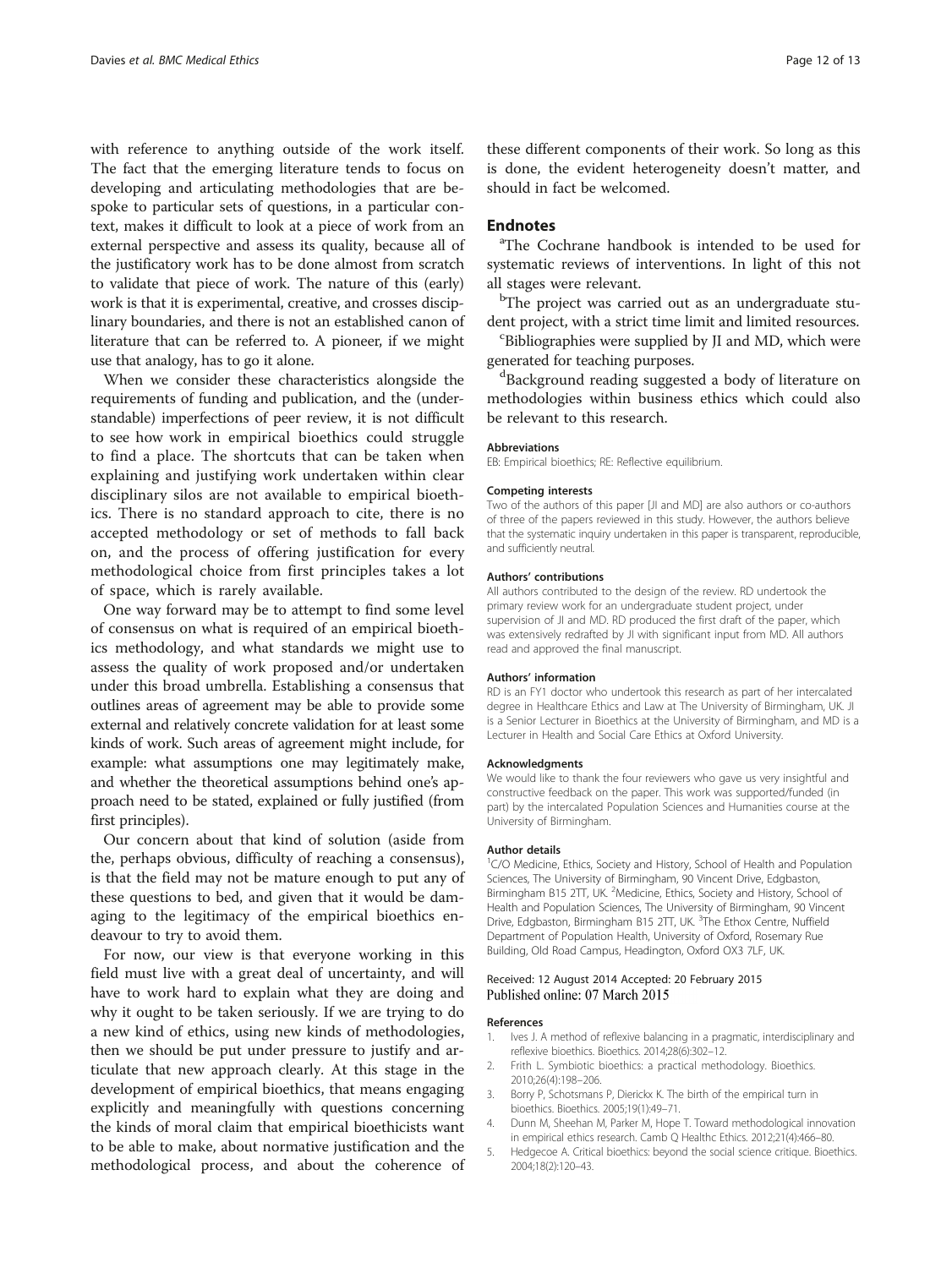with reference to anything outside of the work itself. The fact that the emerging literature tends to focus on developing and articulating methodologies that are bespoke to particular sets of questions, in a particular context, makes it difficult to look at a piece of work from an external perspective and assess its quality, because all of the justificatory work has to be done almost from scratch to validate that piece of work. The nature of this (early) work is that it is experimental, creative, and crosses disciplinary boundaries, and there is not an established canon of literature that can be referred to. A pioneer, if we might use that analogy, has to go it alone.

When we consider these characteristics alongside the requirements of funding and publication, and the (understandable) imperfections of peer review, it is not difficult to see how work in empirical bioethics could struggle to find a place. The shortcuts that can be taken when explaining and justifying work undertaken within clear disciplinary silos are not available to empirical bioethics. There is no standard approach to cite, there is no accepted methodology or set of methods to fall back on, and the process of offering justification for every methodological choice from first principles takes a lot of space, which is rarely available.

One way forward may be to attempt to find some level of consensus on what is required of an empirical bioethics methodology, and what standards we might use to assess the quality of work proposed and/or undertaken under this broad umbrella. Establishing a consensus that outlines areas of agreement may be able to provide some external and relatively concrete validation for at least some kinds of work. Such areas of agreement might include, for example: what assumptions one may legitimately make, and whether the theoretical assumptions behind one's approach need to be stated, explained or fully justified (from first principles).

Our concern about that kind of solution (aside from the, perhaps obvious, difficulty of reaching a consensus), is that the field may not be mature enough to put any of these questions to bed, and given that it would be damaging to the legitimacy of the empirical bioethics endeavour to try to avoid them.

For now, our view is that everyone working in this field must live with a great deal of uncertainty, and will have to work hard to explain what they are doing and why it ought to be taken seriously. If we are trying to do a new kind of ethics, using new kinds of methodologies, then we should be put under pressure to justify and articulate that new approach clearly. At this stage in the development of empirical bioethics, that means engaging explicitly and meaningfully with questions concerning the kinds of moral claim that empirical bioethicists want to be able to make, about normative justification and the methodological process, and about the coherence of these different components of their work. So long as this is done, the evident heterogeneity doesn't matter, and should in fact be welcomed.

## Endnotes

[a]The Cochrane handbook is intended to be used for systematic reviews of interventions. In light of this not all stages were relevant.

[b]The project was carried out as an undergraduate student project, with a strict time limit and limited resources.

[c]Bibliographies were supplied by JI and MD, which were generated for teaching purposes.

[d]Background reading suggested a body of literature on methodologies within business ethics which could also be relevant to this research.

#### Abbreviations

EB: Empirical bioethics; RE: Reflective equilibrium.

#### Competing interests

Two of the authors of this paper [JI and MD] are also authors or co-authors of three of the papers reviewed in this study. However, the authors believe that the systematic inquiry undertaken in this paper is transparent, reproducible, and sufficiently neutral.

#### Authors' contributions

All authors contributed to the design of the review. RD undertook the primary review work for an undergraduate student project, under supervision of JI and MD. RD produced the first draft of the paper, which was extensively redrafted by JI with significant input from MD. All authors read and approved the final manuscript.

#### Authors' information

RD is an FY1 doctor who undertook this research as part of her intercalated degree in Healthcare Ethics and Law at The University of Birmingham, UK. JI is a Senior Lecturer in Bioethics at the University of Birmingham, and MD is a Lecturer in Health and Social Care Ethics at Oxford University.

#### Acknowledgments

We would like to thank the four reviewers who gave us very insightful and constructive feedback on the paper. This work was supported/funded (in part) by the intercalated Population Sciences and Humanities course at the University of Birmingham.

#### Author details

[1]C/O Medicine, Ethics, Society and History, School of Health and Population Sciences, The University of Birmingham, 90 Vincent Drive, Edgbaston, Birmingham B15 2TT, UK. [2]Medicine, Ethics, Society and History, School of Health and Population Sciences, The University of Birmingham, 90 Vincent Drive, Edgbaston, Birmingham B15 2TT, UK. [3]The Ethox Centre, Nuffield Department of Population Health, University of Oxford, Rosemary Rue Building, Old Road Campus, Headington, Oxford OX3 7LF, UK.

Received: 12 August 2014 Accepted: 20 February 2015
Published online: 07 March 2015

#### References

1. Ives J. A method of reflexive balancing in a pragmatic, interdisciplinary and reflexive bioethics. Bioethics. 2014;28(6):302–12.
2. Frith L. Symbiotic bioethics: a practical methodology. Bioethics. 2010;26(4):198–206.
3. Borry P, Schotsmans P, Dierickx K. The birth of the empirical turn in bioethics. Bioethics. 2005;19(1):49–71.
4. Dunn M, Sheehan M, Parker M, Hope T. Toward methodological innovation in empirical ethics research. Camb Q Healthc Ethics. 2012;21(4):466–80.
5. Hedgecoe A. Critical bioethics: beyond the social science critique. Bioethics. 2004;18(2):120–43.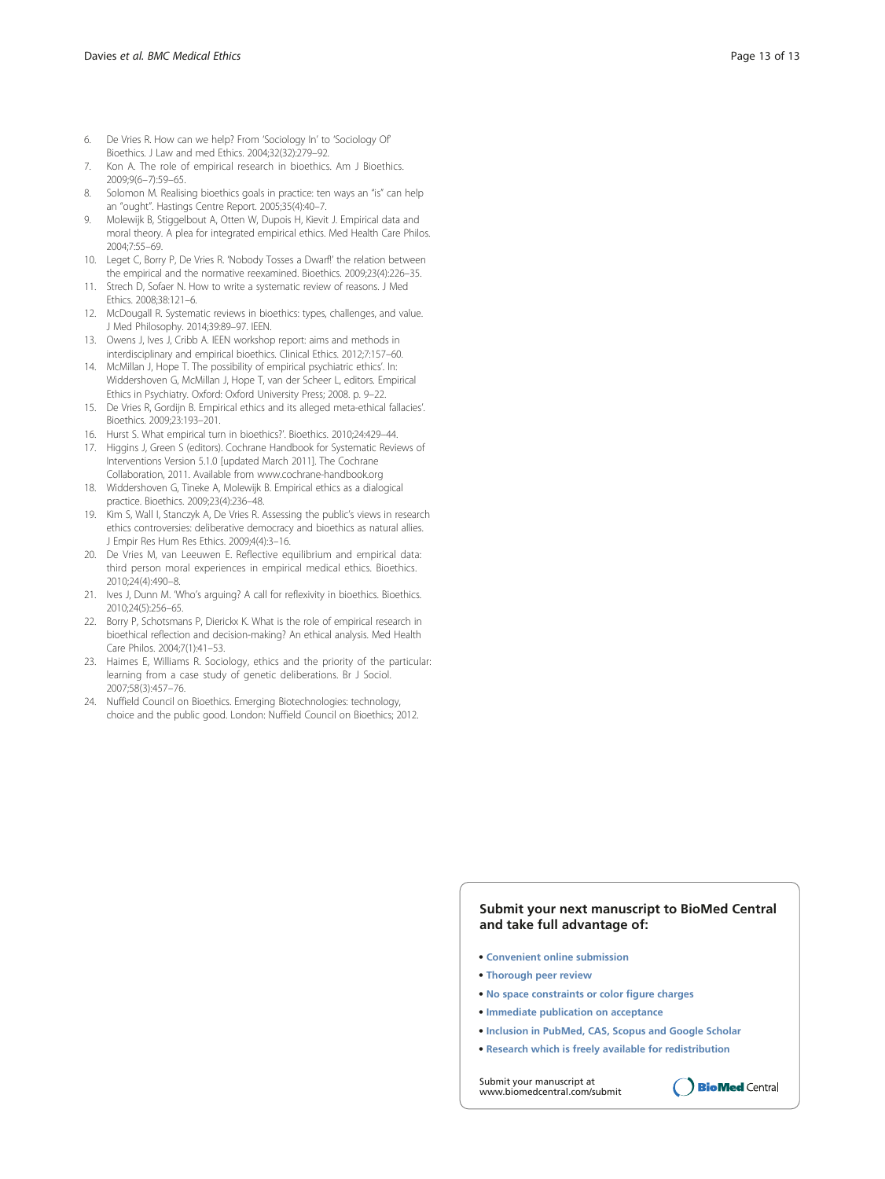6. De Vries R. How can we help? From 'Sociology In' to 'Sociology Of' Bioethics. J Law and med Ethics. 2004;32(32):279–92.
7. Kon A. The role of empirical research in bioethics. Am J Bioethics. 2009;9(6–7):59–65.
8. Solomon M. Realising bioethics goals in practice: ten ways an "is" can help an "ought". Hastings Centre Report. 2005;35(4):40–7.
9. Molewijk B, Stiggelbout A, Otten W, Dupois H, Kievit J. Empirical data and moral theory. A plea for integrated empirical ethics. Med Health Care Philos. 2004;7:55–69.
10. Leget C, Borry P, De Vries R. 'Nobody Tosses a Dwarf!' the relation between the empirical and the normative reexamined. Bioethics. 2009;23(4):226–35.
11. Strech D, Sofaer N. How to write a systematic review of reasons. J Med Ethics. 2008;38:121–6.
12. McDougall R. Systematic reviews in bioethics: types, challenges, and value. J Med Philosophy. 2014;39:89–97. IEEN.
13. Owens J, Ives J, Cribb A. IEEN workshop report: aims and methods in interdisciplinary and empirical bioethics. Clinical Ethics. 2012;7:157–60.
14. McMillan J, Hope T. The possibility of empirical psychiatric ethics'. In: Widdershoven G, McMillan J, Hope T, van der Scheer L, editors. Empirical Ethics in Psychiatry. Oxford: Oxford University Press; 2008. p. 9–22.
15. De Vries R, Gordijn B. Empirical ethics and its alleged meta-ethical fallacies'. Bioethics. 2009;23:193–201.
16. Hurst S. What empirical turn in bioethics?'. Bioethics. 2010;24:429–44.
17. Higgins J, Green S (editors). Cochrane Handbook for Systematic Reviews of Interventions Version 5.1.0 [updated March 2011]. The Cochrane Collaboration, 2011. Available from www.cochrane-handbook.org
18. Widdershoven G, Tineke A, Molewijk B. Empirical ethics as a dialogical practice. Bioethics. 2009;23(4):236–48.
19. Kim S, Wall I, Stanczyk A, De Vries R. Assessing the public's views in research ethics controversies: deliberative democracy and bioethics as natural allies. J Empir Res Hum Res Ethics. 2009;4(4):3–16.
20. De Vries M, van Leeuwen E. Reflective equilibrium and empirical data: third person moral experiences in empirical medical ethics. Bioethics. 2010;24(4):490–8.
21. Ives J, Dunn M. 'Who's arguing? A call for reflexivity in bioethics. Bioethics. 2010;24(5):256–65.
22. Borry P, Schotsmans P, Dierickx K. What is the role of empirical research in bioethical reflection and decision-making? An ethical analysis. Med Health Care Philos. 2004;7(1):41–53.
23. Haimes E, Williams R. Sociology, ethics and the priority of the particular: learning from a case study of genetic deliberations. Br J Sociol. 2007;58(3):457–76.
24. Nuffield Council on Bioethics. Emerging Biotechnologies: technology, choice and the public good. London: Nuffield Council on Bioethics; 2012.

**Submit your next manuscript to BioMed Central and take full advantage of:**

- **Convenient online submission**
- **Thorough peer review**
- **No space constraints or color figure charges**
- **Immediate publication on acceptance**
- **Inclusion in PubMed, CAS, Scopus and Google Scholar**
- **Research which is freely available for redistribution**

Submit your manuscript at
www.biomedcentral.com/submit

BioMed Central